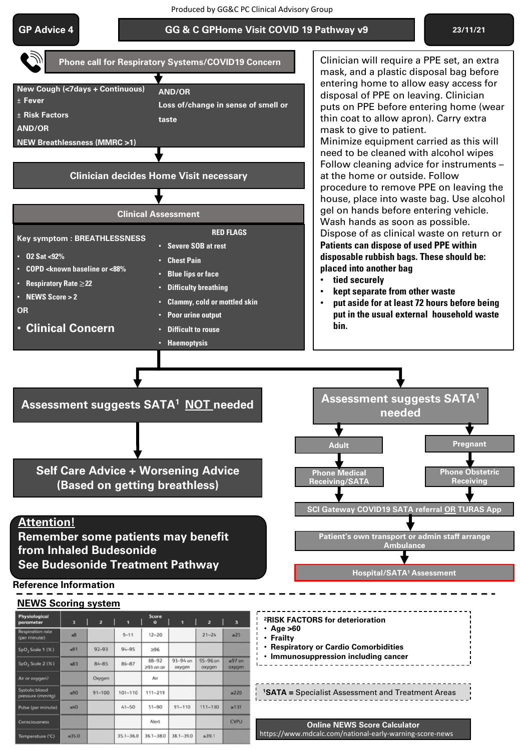Produced by GG&C PC Clinical Advisory Group

**GP Advice 4**

# GG & C GPHome Visit COVID 19 Pathway v9

23/11/21

## Phone call for Respiratory Systems/COVID19 Concern

New Cough (<7days + Continuous)
± Fever
± Risk Factors
AND/OR
NEW Breathlessness (MMRC >1)

AND/OR
Loss of/change in sense of smell or taste

## Clinician decides Home Visit necessary

## Clinical Assessment

Key symptom : BREATHLESSNESS

- O2 Sat <92%
- COPD <known baseline or <88%
- Respiratory Rate ≥22
- NEWS Score > 2

OR

- **Clinical Concern**

**RED FLAGS**

- Severe SOB at rest
- Chest Pain
- Blue lips or face
- Difficulty breathing
- Clammy, cold or mottled skin
- Poor urine output
- Difficult to rouse
- Haemoptysis

Clinician will require a PPE set, an extra mask, and a plastic disposal bag before entering home to allow easy access for disposal of PPE on leaving. Clinician puts on PPE before entering home (wear thin coat to allow apron). Carry extra mask to give to patient.
Minimize equipment carried as this will need to be cleaned with alcohol wipes
Follow cleaning advice for instruments – at the home or outside. Follow procedure to remove PPE on leaving the house, place into waste bag. Use alcohol gel on hands before entering vehicle. Wash hands as soon as possible.
Dispose of as clinical waste on return or
**Patients can dispose of used PPE within disposable rubbish bags. These should be: placed into another bag**

- **tied securely**
- **kept separate from other waste**
- **put aside for at least 72 hours before being put in the usual external household waste bin.**

### Assessment suggests SATA[1] NOT needed

→ Self Care Advice + Worsening Advice (Based on getting breathless)

### Assessment suggests SATA[1] needed

- Adult → Phone Medical Receiving/SATA
- Pregnant → Phone Obstetric Receiving

→ SCI Gateway COVID19 SATA referral OR TURAS App
→ Patient's own transport or admin staff arrange Ambulance
→ Hospital/SATA[1] Assessment

**Attention!**
**Remember some patients may benefit from Inhaled Budesonide**
**See Budesonide Treatment Pathway**

## Reference Information

### NEWS Scoring system

| Physiological parameter | 3 | 2 | 1 | Score 0 | 1 | 2 | 3 |
|---|---|---|---|---|---|---|---|
| Respiration rate (per minute) | ≤8 | | 9–11 | 12–20 | | 21–24 | ≥25 |
| $SpO_2$ Scale 1 (%) | ≤91 | 92–93 | 94–95 | ≥96 | | | |
| $SpO_2$ Scale 2 (%) | ≤83 | 84–85 | 86–87 | 88–92 ≥93 on air | 93–94 on oxygen | 95–96 on oxygen | ≥97 on oxygen |
| Air or oxygen? | | Oxygen | | Air | | | |
| Systolic blood pressure (mmHg) | ≤90 | 91–100 | 101–110 | 111–219 | | | ≥220 |
| Pulse (per minute) | ≤40 | | 41–50 | 51–90 | 91–110 | 111–130 | ≥131 |
| Consciousness | | | | Alert | | | CVPU |
| Temperature (°C) | ≤35.0 | | 35.1–36.0 | 36.1–38.0 | 38.1–39.0 | ≥39.1 | |

[2]**RISK FACTORS for deterioration**

- **Age >60**
- **Frailty**
- **Respiratory or Cardio Comorbidities**
- **Immunosuppression including cancer**

[1]**SATA =** Specialist Assessment and Treatment Areas

**Online NEWS Score Calculator**
https://www.mdcalc.com/national-early-warning-score-news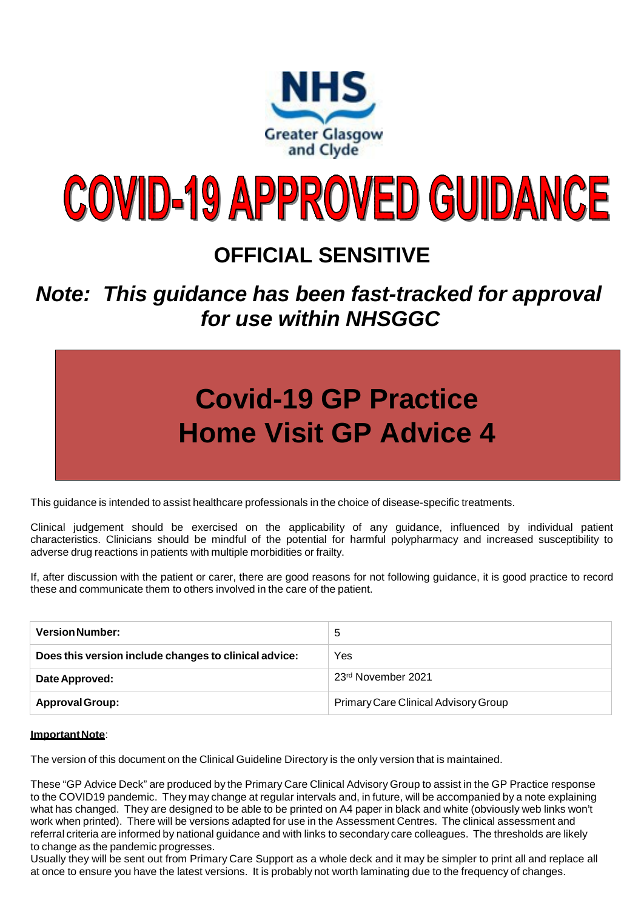NHS Greater Glasgow and Clyde

# COVID-19 APPROVED GUIDANCE

## OFFICIAL SENSITIVE

***Note: This guidance has been fast-tracked for approval for use within NHSGGC***

# Covid-19 GP Practice Home Visit GP Advice 4

This guidance is intended to assist healthcare professionals in the choice of disease-specific treatments.

Clinical judgement should be exercised on the applicability of any guidance, influenced by individual patient characteristics. Clinicians should be mindful of the potential for harmful polypharmacy and increased susceptibility to adverse drug reactions in patients with multiple morbidities or frailty.

If, after discussion with the patient or carer, there are good reasons for not following guidance, it is good practice to record these and communicate them to others involved in the care of the patient.

| | |
|---|---|
| **Version Number:** | 5 |
| **Does this version include changes to clinical advice:** | Yes |
| **Date Approved:** | 23rd November 2021 |
| **Approval Group:** | Primary Care Clinical Advisory Group |

**Important Note**:

The version of this document on the Clinical Guideline Directory is the only version that is maintained.

These "GP Advice Deck" are produced by the Primary Care Clinical Advisory Group to assist in the GP Practice response to the COVID19 pandemic. They may change at regular intervals and, in future, will be accompanied by a note explaining what has changed. They are designed to be able to be printed on A4 paper in black and white (obviously web links won't work when printed). There will be versions adapted for use in the Assessment Centres. The clinical assessment and referral criteria are informed by national guidance and with links to secondary care colleagues. The thresholds are likely to change as the pandemic progresses.
Usually they will be sent out from Primary Care Support as a whole deck and it may be simpler to print all and replace all at once to ensure you have the latest versions. It is probably not worth laminating due to the frequency of changes.